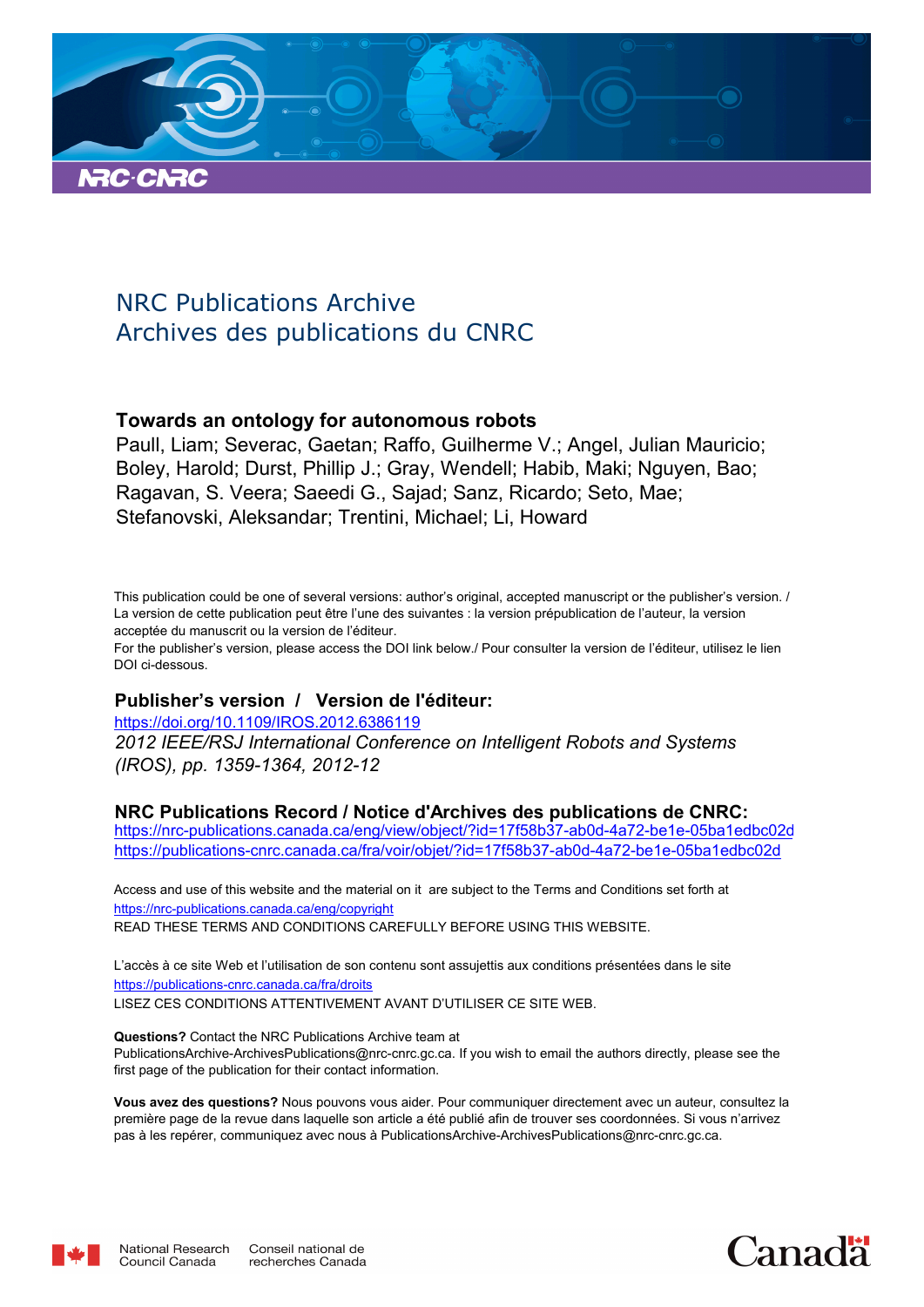NRC Publications Archive
Archives des publications du CNRC

## Towards an ontology for autonomous robots

Paull, Liam; Severac, Gaetan; Raffo, Guilherme V.; Angel, Julian Mauricio; Boley, Harold; Durst, Phillip J.; Gray, Wendell; Habib, Maki; Nguyen, Bao; Ragavan, S. Veera; Saeedi G., Sajad; Sanz, Ricardo; Seto, Mae; Stefanovski, Aleksandar; Trentini, Michael; Li, Howard

This publication could be one of several versions: author's original, accepted manuscript or the publisher's version. / La version de cette publication peut être l'une des suivantes : la version prépublication de l'auteur, la version acceptée du manuscrit ou la version de l'éditeur.

For the publisher's version, please access the DOI link below./ Pour consulter la version de l'éditeur, utilisez le lien DOI ci-dessous.

### Publisher's version / Version de l'éditeur:

https://doi.org/10.1109/IROS.2012.6386119

*2012 IEEE/RSJ International Conference on Intelligent Robots and Systems (IROS), pp. 1359-1364, 2012-12*

### NRC Publications Record / Notice d'Archives des publications de CNRC:

https://nrc-publications.canada.ca/eng/view/object/?id=17f58b37-ab0d-4a72-be1e-05ba1edbc02d
https://publications-cnrc.canada.ca/fra/voir/objet/?id=17f58b37-ab0d-4a72-be1e-05ba1edbc02d

Access and use of this website and the material on it are subject to the Terms and Conditions set forth at https://nrc-publications.canada.ca/eng/copyright
READ THESE TERMS AND CONDITIONS CAREFULLY BEFORE USING THIS WEBSITE.

L'accès à ce site Web et l'utilisation de son contenu sont assujettis aux conditions présentées dans le site https://publications-cnrc.canada.ca/fra/droits
LISEZ CES CONDITIONS ATTENTIVEMENT AVANT D'UTILISER CE SITE WEB.

**Questions?** Contact the NRC Publications Archive team at PublicationsArchive-ArchivesPublications@nrc-cnrc.gc.ca. If you wish to email the authors directly, please see the first page of the publication for their contact information.

**Vous avez des questions?** Nous pouvons vous aider. Pour communiquer directement avec un auteur, consultez la première page de la revue dans laquelle son article a été publié afin de trouver ses coordonnées. Si vous n'arrivez pas à les repérer, communiquez avec nous à PublicationsArchive-ArchivesPublications@nrc-cnrc.gc.ca.

National Research Council Canada | Conseil national de recherches Canada

Canada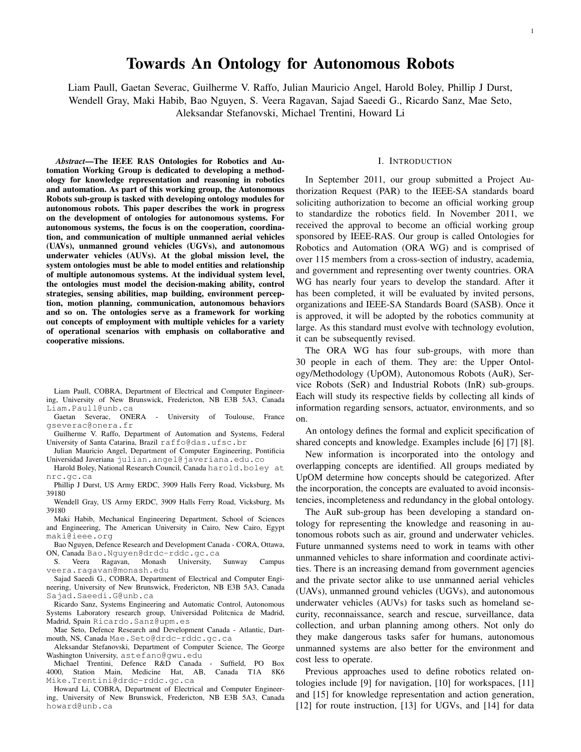# Towards An Ontology for Autonomous Robots

Liam Paull, Gaetan Severac, Guilherme V. Raffo, Julian Mauricio Angel, Harold Boley, Phillip J Durst, Wendell Gray, Maki Habib, Bao Nguyen, S. Veera Ragavan, Sajad Saeedi G., Ricardo Sanz, Mae Seto, Aleksandar Stefanovski, Michael Trentini, Howard Li

***Abstract*—The IEEE RAS Ontologies for Robotics and Automation Working Group is dedicated to developing a methodology for knowledge representation and reasoning in robotics and automation. As part of this working group, the Autonomous Robots sub-group is tasked with developing ontology modules for autonomous robots. This paper describes the work in progress on the development of ontologies for autonomous systems. For autonomous systems, the focus is on the cooperation, coordination, and communication of multiple unmanned aerial vehicles (UAVs), unmanned ground vehicles (UGVs), and autonomous underwater vehicles (AUVs). At the global mission level, the system ontologies must be able to model entities and relationship of multiple autonomous systems. At the individual system level, the ontologies must model the decision-making ability, control strategies, sensing abilities, map building, environment perception, motion planning, communication, autonomous behaviors and so on. The ontologies serve as a framework for working out concepts of employment with multiple vehicles for a variety of operational scenarios with emphasis on collaborative and cooperative missions.**

Liam Paull, COBRA, Department of Electrical and Computer Engineering, University of New Brunswick, Fredericton, NB E3B 5A3, Canada Liam.Paull@unb.ca

Gaetan Severac, ONERA - University of Toulouse, France gseverac@onera.fr

Guilherme V. Raffo, Department of Automation and Systems, Federal University of Santa Catarina, Brazil raffo@das.ufsc.br

Julian Mauricio Angel, Department of Computer Engineering, Pontificia Universidad Javeriana julian.angel@javeriana.edu.co

Harold Boley, National Research Council, Canada harold.boley at nrc.gc.ca

Phillip J Durst, US Army ERDC, 3909 Halls Ferry Road, Vicksburg, Ms 39180

Wendell Gray, US Army ERDC, 3909 Halls Ferry Road, Vicksburg, Ms 39180

Maki Habib, Mechanical Engineering Department, School of Sciences and Engineering, The American University in Cairo, New Cairo, Egypt maki@ieee.org

Bao Nguyen, Defence Research and Development Canada - CORA, Ottawa, ON, Canada Bao.Nguyen@drdc-rddc.gc.ca

S. Veera Ragavan, Monash University, Sunway Campus veera.ragavan@monash.edu

Sajad Saeedi G., COBRA, Department of Electrical and Computer Engineering, University of New Brunswick, Fredericton, NB E3B 5A3, Canada Sajad.Saeedi.G@unb.ca

Ricardo Sanz, Systems Engineering and Automatic Control, Autonomous Systems Laboratory research group, Universidad Politcnica de Madrid, Madrid, Spain Ricardo.Sanz@upm.es

Mae Seto, Defence Research and Development Canada - Atlantic, Dartmouth, NS, Canada Mae.Seto@drdc-rddc.gc.ca

Aleksandar Stefanovski, Department of Computer Science, The George Washington University, astefano@gwu.edu

Michael Trentini, Defence R&D Canada - Suffield, PO Box 4000, Station Main, Medicine Hat, AB, Canada T1A 8K6 Mike.Trentini@drdc-rddc.gc.ca

Howard Li, COBRA, Department of Electrical and Computer Engineering, University of New Brunswick, Fredericton, NB E3B 5A3, Canada howard@unb.ca

## I. Introduction

In September 2011, our group submitted a Project Authorization Request (PAR) to the IEEE-SA standards board soliciting authorization to become an official working group to standardize the robotics field. In November 2011, we received the approval to become an official working group sponsored by IEEE-RAS. Our group is called Ontologies for Robotics and Automation (ORA WG) and is comprised of over 115 members from a cross-section of industry, academia, and government and representing over twenty countries. ORA WG has nearly four years to develop the standard. After it has been completed, it will be evaluated by invited persons, organizations and IEEE-SA Standards Board (SASB). Once it is approved, it will be adopted by the robotics community at large. As this standard must evolve with technology evolution, it can be subsequently revised.

The ORA WG has four sub-groups, with more than 30 people in each of them. They are: the Upper Ontology/Methodology (UpOM), Autonomous Robots (AuR), Service Robots (SeR) and Industrial Robots (InR) sub-groups. Each will study its respective fields by collecting all kinds of information regarding sensors, actuator, environments, and so on.

An ontology defines the formal and explicit specification of shared concepts and knowledge. Examples include [6] [7] [8].

New information is incorporated into the ontology and overlapping concepts are identified. All groups mediated by UpOM determine how concepts should be categorized. After the incorporation, the concepts are evaluated to avoid inconsistencies, incompleteness and redundancy in the global ontology.

The AuR sub-group has been developing a standard ontology for representing the knowledge and reasoning in autonomous robots such as air, ground and underwater vehicles. Future unmanned systems need to work in teams with other unmanned vehicles to share information and coordinate activities. There is an increasing demand from government agencies and the private sector alike to use unmanned aerial vehicles (UAVs), unmanned ground vehicles (UGVs), and autonomous underwater vehicles (AUVs) for tasks such as homeland security, reconnaissance, search and rescue, surveillance, data collection, and urban planning among others. Not only do they make dangerous tasks safer for humans, autonomous unmanned systems are also better for the environment and cost less to operate.

Previous approaches used to define robotics related ontologies include [9] for navigation, [10] for workspaces, [11] and [15] for knowledge representation and action generation, [12] for route instruction, [13] for UGVs, and [14] for data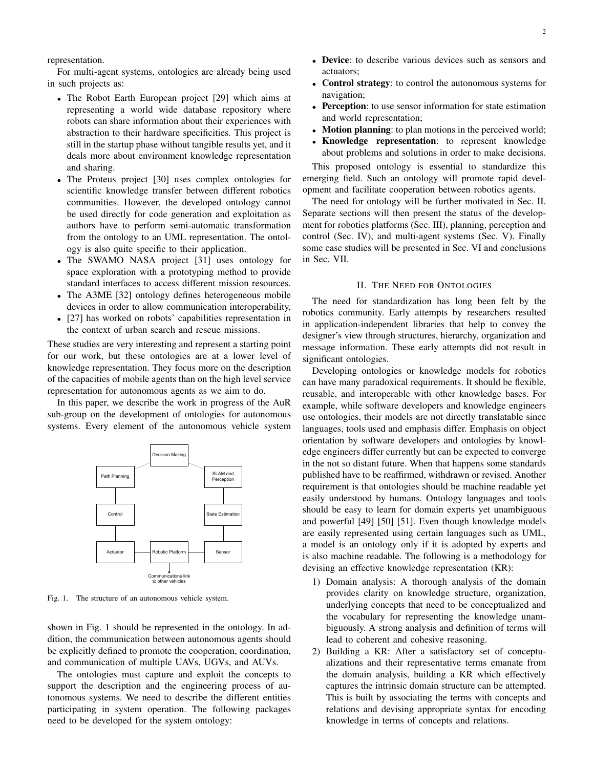representation.

For multi-agent systems, ontologies are already being used in such projects as:

- The Robot Earth European project [29] which aims at representing a world wide database repository where robots can share information about their experiences with abstraction to their hardware specificities. This project is still in the startup phase without tangible results yet, and it deals more about environment knowledge representation and sharing.
- The Proteus project [30] uses complex ontologies for scientific knowledge transfer between different robotics communities. However, the developed ontology cannot be used directly for code generation and exploitation as authors have to perform semi-automatic transformation from the ontology to an UML representation. The ontology is also quite specific to their application.
- The SWAMO NASA project [31] uses ontology for space exploration with a prototyping method to provide standard interfaces to access different mission resources.
- The A3ME [32] ontology defines heterogeneous mobile devices in order to allow communication interoperability,
- [27] has worked on robots' capabilities representation in the context of urban search and rescue missions.

These studies are very interesting and represent a starting point for our work, but these ontologies are at a lower level of knowledge representation. They focus more on the description of the capacities of mobile agents than on the high level service representation for autonomous agents as we aim to do.

In this paper, we describe the work in progress of the AuR sub-group on the development of ontologies for autonomous systems. Every element of the autonomous vehicle system shown in Fig. 1 should be represented in the ontology. In addition, the communication between autonomous agents should be explicitly defined to promote the cooperation, coordination, and communication of multiple UAVs, UGVs, and AUVs.

Fig. 1. The structure of an autonomous vehicle system.

The ontologies must capture and exploit the concepts to support the description and the engineering process of autonomous systems. We need to describe the different entities participating in system operation. The following packages need to be developed for the system ontology:

- **Device**: to describe various devices such as sensors and actuators;
- **Control strategy**: to control the autonomous systems for navigation;
- **Perception**: to use sensor information for state estimation and world representation;
- **Motion planning**: to plan motions in the perceived world;
- **Knowledge representation**: to represent knowledge about problems and solutions in order to make decisions.

This proposed ontology is essential to standardize this emerging field. Such an ontology will promote rapid development and facilitate cooperation between robotics agents.

The need for ontology will be further motivated in Sec. II. Separate sections will then present the status of the development for robotics platforms (Sec. III), planning, perception and control (Sec. IV), and multi-agent systems (Sec. V). Finally some case studies will be presented in Sec. VI and conclusions in Sec. VII.

## II. The Need for Ontologies

The need for standardization has long been felt by the robotics community. Early attempts by researchers resulted in application-independent libraries that help to convey the designer's view through structures, hierarchy, organization and message information. These early attempts did not result in significant ontologies.

Developing ontologies or knowledge models for robotics can have many paradoxical requirements. It should be flexible, reusable, and interoperable with other knowledge bases. For example, while software developers and knowledge engineers use ontologies, their models are not directly translatable since languages, tools used and emphasis differ. Emphasis on object orientation by software developers and ontologies by knowledge engineers differ currently but can be expected to converge in the not so distant future. When that happens some standards published have to be reaffirmed, withdrawn or revised. Another requirement is that ontologies should be machine readable yet easily understood by humans. Ontology languages and tools should be easy to learn for domain experts yet unambiguous and powerful [49] [50] [51]. Even though knowledge models are easily represented using certain languages such as UML, a model is an ontology only if it is adopted by experts and is also machine readable. The following is a methodology for devising an effective knowledge representation (KR):

1) Domain analysis: A thorough analysis of the domain provides clarity on knowledge structure, organization, underlying concepts that need to be conceptualized and the vocabulary for representing the knowledge unambiguously. A strong analysis and definition of terms will lead to coherent and cohesive reasoning.
2) Building a KR: After a satisfactory set of conceptualizations and their representative terms emanate from the domain analysis, building a KR which effectively captures the intrinsic domain structure can be attempted. This is built by associating the terms with concepts and relations and devising appropriate syntax for encoding knowledge in terms of concepts and relations.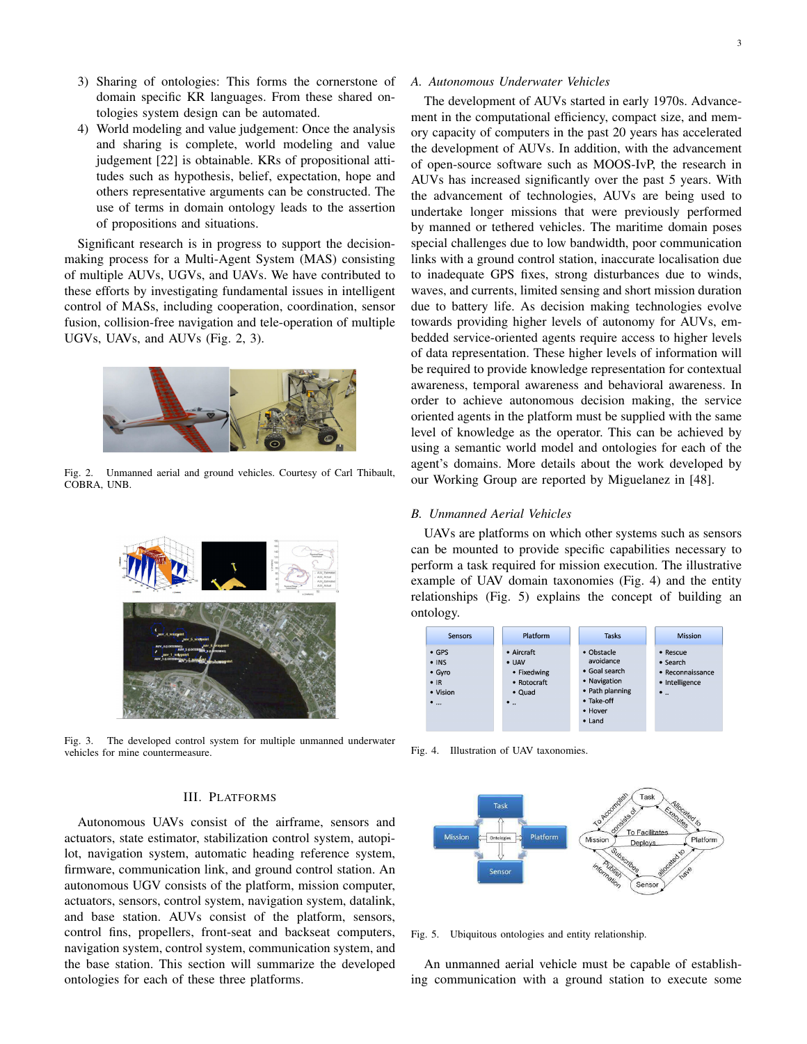3) Sharing of ontologies: This forms the cornerstone of domain specific KR languages. From these shared ontologies system design can be automated.
4) World modeling and value judgement: Once the analysis and sharing is complete, world modeling and value judgement [22] is obtainable. KRs of propositional attitudes such as hypothesis, belief, expectation, hope and others representative arguments can be constructed. The use of terms in domain ontology leads to the assertion of propositions and situations.

Significant research is in progress to support the decision-making process for a Multi-Agent System (MAS) consisting of multiple AUVs, UGVs, and UAVs. We have contributed to these efforts by investigating fundamental issues in intelligent control of MASs, including cooperation, coordination, sensor fusion, collision-free navigation and tele-operation of multiple UGVs, UAVs, and AUVs (Fig. 2, 3).

Fig. 2. Unmanned aerial and ground vehicles. Courtesy of Carl Thibault, COBRA, UNB.

Fig. 3. The developed control system for multiple unmanned underwater vehicles for mine countermeasure.

## III. Platforms

Autonomous UAVs consist of the airframe, sensors and actuators, state estimator, stabilization control system, autopilot, navigation system, automatic heading reference system, firmware, communication link, and ground control station. An autonomous UGV consists of the platform, mission computer, actuators, sensors, control system, navigation system, datalink, and base station. AUVs consist of the platform, sensors, control fins, propellers, front-seat and backseat computers, navigation system, control system, communication system, and the base station. This section will summarize the developed ontologies for each of these three platforms.

### A. Autonomous Underwater Vehicles

The development of AUVs started in early 1970s. Advancement in the computational efficiency, compact size, and memory capacity of computers in the past 20 years has accelerated the development of AUVs. In addition, with the advancement of open-source software such as MOOS-IvP, the research in AUVs has increased significantly over the past 5 years. With the advancement of technologies, AUVs are being used to undertake longer missions that were previously performed by manned or tethered vehicles. The maritime domain poses special challenges due to low bandwidth, poor communication links with a ground control station, inaccurate localisation due to inadequate GPS fixes, strong disturbances due to winds, waves, and currents, limited sensing and short mission duration due to battery life. As decision making technologies evolve towards providing higher levels of autonomy for AUVs, embedded service-oriented agents require access to higher levels of data representation. These higher levels of information will be required to provide knowledge representation for contextual awareness, temporal awareness and behavioral awareness. In order to achieve autonomous decision making, the service oriented agents in the platform must be supplied with the same level of knowledge as the operator. This can be achieved by using a semantic world model and ontologies for each of the agent's domains. More details about the work developed by our Working Group are reported by Miguelanez in [48].

### B. Unmanned Aerial Vehicles

UAVs are platforms on which other systems such as sensors can be mounted to provide specific capabilities necessary to perform a task required for mission execution. The illustrative example of UAV domain taxonomies (Fig. 4) and the entity relationships (Fig. 5) explains the concept of building an ontology.

| Sensors | Platform | Tasks | Mission |
|---|---|---|---|
| • GPS<br>• INS<br>• Gyro<br>• IR<br>• Vision<br>• ... | • Aircraft<br>• UAV<br>  • Fixedwing<br>  • Rotocraft<br>  • Quad<br>• .. | • Obstacle avoidance<br>• Goal search<br>• Navigation<br>• Path planning<br>• Take-off<br>• Hover<br>• Land | • Rescue<br>• Search<br>• Reconnaissance<br>• Intelligence<br>• .. |

Fig. 4. Illustration of UAV taxonomies.

Fig. 5. Ubiquitous ontologies and entity relationship.

An unmanned aerial vehicle must be capable of establishing communication with a ground station to execute some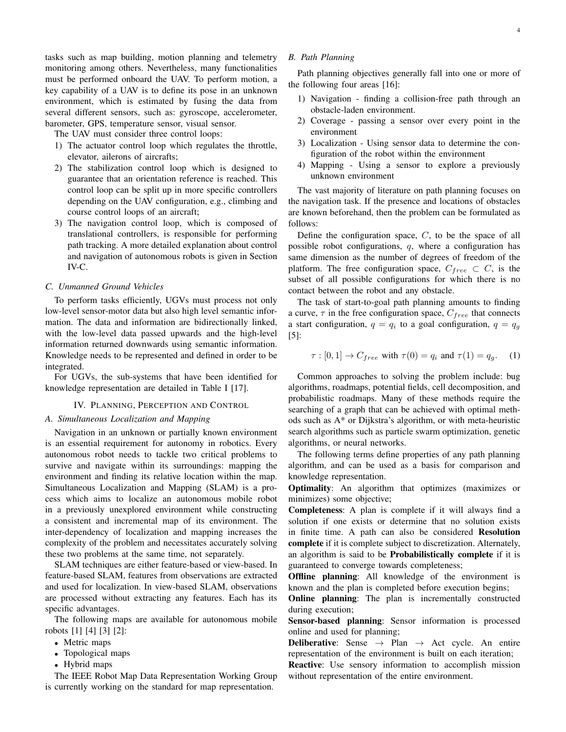tasks such as map building, motion planning and telemetry monitoring among others. Nevertheless, many functionalities must be performed onboard the UAV. To perform motion, a key capability of a UAV is to define its pose in an unknown environment, which is estimated by fusing the data from several different sensors, such as: gyroscope, accelerometer, barometer, GPS, temperature sensor, visual sensor.

The UAV must consider three control loops:

1) The actuator control loop which regulates the throttle, elevator, ailerons of aircrafts;
2) The stabilization control loop which is designed to guarantee that an orientation reference is reached. This control loop can be split up in more specific controllers depending on the UAV configuration, e.g., climbing and course control loops of an aircraft;
3) The navigation control loop, which is composed of translational controllers, is responsible for performing path tracking. A more detailed explanation about control and navigation of autonomous robots is given in Section IV-C.

### C. Unmanned Ground Vehicles

To perform tasks efficiently, UGVs must process not only low-level sensor-motor data but also high level semantic information. The data and information are bidirectionally linked, with the low-level data passed upwards and the high-level information returned downwards using semantic information. Knowledge needs to be represented and defined in order to be integrated.

For UGVs, the sub-systems that have been identified for knowledge representation are detailed in Table I [17].

## IV. Planning, Perception and Control

### A. Simultaneous Localization and Mapping

Navigation in an unknown or partially known environment is an essential requirement for autonomy in robotics. Every autonomous robot needs to tackle two critical problems to survive and navigate within its surroundings: mapping the environment and finding its relative location within the map. Simultaneous Localization and Mapping (SLAM) is a process which aims to localize an autonomous mobile robot in a previously unexplored environment while constructing a consistent and incremental map of its environment. The inter-dependency of localization and mapping increases the complexity of the problem and necessitates accurately solving these two problems at the same time, not separately.

SLAM techniques are either feature-based or view-based. In feature-based SLAM, features from observations are extracted and used for localization. In view-based SLAM, observations are processed without extracting any features. Each has its specific advantages.

The following maps are available for autonomous mobile robots [1] [4] [3] [2]:

- Metric maps
- Topological maps
- Hybrid maps

The IEEE Robot Map Data Representation Working Group is currently working on the standard for map representation.

### B. Path Planning

Path planning objectives generally fall into one or more of the following four areas [16]:

1) Navigation - finding a collision-free path through an obstacle-laden environment.
2) Coverage - passing a sensor over every point in the environment
3) Localization - Using sensor data to determine the configuration of the robot within the environment
4) Mapping - Using a sensor to explore a previously unknown environment

The vast majority of literature on path planning focuses on the navigation task. If the presence and locations of obstacles are known beforehand, then the problem can be formulated as follows:

Define the configuration space, $C$, to be the space of all possible robot configurations, $q$, where a configuration has same dimension as the number of degrees of freedom of the platform. The free configuration space, $C_{free} \subset C$, is the subset of all possible configurations for which there is no contact between the robot and any obstacle.

The task of start-to-goal path planning amounts to finding a curve, $\tau$ in the free configuration space, $C_{free}$ that connects a start configuration, $q = q_i$ to a goal configuration, $q = q_g$ [5]:

$$\tau : [0,1] \rightarrow C_{free} \text{ with } \tau(0) = q_i \text{ and } \tau(1) = q_g. \quad (1)$$

Common approaches to solving the problem include: bug algorithms, roadmaps, potential fields, cell decomposition, and probabilistic roadmaps. Many of these methods require the searching of a graph that can be achieved with optimal methods such as A* or Dijkstra's algorithm, or with meta-heuristic search algorithms such as particle swarm optimization, genetic algorithms, or neural networks.

The following terms define properties of any path planning algorithm, and can be used as a basis for comparison and knowledge representation.

**Optimality**: An algorithm that optimizes (maximizes or minimizes) some objective;

**Completeness**: A plan is complete if it will always find a solution if one exists or determine that no solution exists in finite time. A path can also be considered **Resolution complete** if it is complete subject to discretization. Alternately, an algorithm is said to be **Probabilistically complete** if it is guaranteed to converge towards completeness;

**Offline planning**: All knowledge of the environment is known and the plan is completed before execution begins;

**Online planning**: The plan is incrementally constructed during execution;

**Sensor-based planning**: Sensor information is processed online and used for planning;

**Deliberative**: Sense $\rightarrow$ Plan $\rightarrow$ Act cycle. An entire representation of the environment is built on each iteration;

**Reactive**: Use sensory information to accomplish mission without representation of the entire environment.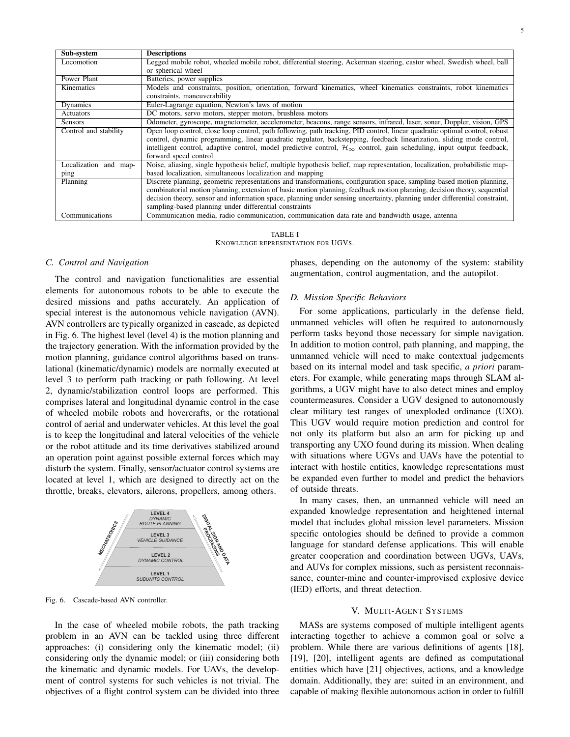| Sub-system | Descriptions |
|---|---|
| Locomotion | Legged mobile robot, wheeled mobile robot, differential steering, Ackerman steering, castor wheel, Swedish wheel, ball or spherical wheel |
| Power Plant | Batteries, power supplies |
| Kinematics | Models and constraints, position, orientation, forward kinematics, wheel kinematics constraints, robot kinematics constraints, maneuverability |
| Dynamics | Euler-Lagrange equation, Newton's laws of motion |
| Actuators | DC motors, servo motors, stepper motors, brushless motors |
| Sensors | Odometer, gyroscope, magnetometer, accelerometer, beacons, range sensors, infrared, laser, sonar, Doppler, vision, GPS |
| Control and stability | Open loop control, close loop control, path following, path tracking, PID control, linear quadratic optimal control, robust control, dynamic programming, linear quadratic regulator, backstepping, feedback linearization, sliding mode control, intelligent control, adaptive control, model predictive control, $\mathcal{H}_\infty$ control, gain scheduling, input output feedback, forward speed control |
| Localization and mapping | Noise, aliasing, single hypothesis belief, multiple hypothesis belief, map representation, localization, probabilistic map-based localization, simultaneous localization and mapping |
| Planning | Discrete planning, geometric representations and transformations, configuration space, sampling-based motion planning, combinatorial motion planning, extension of basic motion planning, feedback motion planning, decision theory, sequential decision theory, sensor and information space, planning under sensing uncertainty, planning under differential constraint, sampling-based planning under differential constraints |
| Communications | Communication media, radio communication, communication data rate and bandwidth usage, antenna |

TABLE I
KNOWLEDGE REPRESENTATION FOR UGVS.

### C. Control and Navigation

The control and navigation functionalities are essential elements for autonomous robots to be able to execute the desired missions and paths accurately. An application of special interest is the autonomous vehicle navigation (AVN). AVN controllers are typically organized in cascade, as depicted in Fig. 6. The highest level (level 4) is the motion planning and the trajectory generation. With the information provided by the motion planning, guidance control algorithms based on translational (kinematic/dynamic) models are normally executed at level 3 to perform path tracking or path following. At level 2, dynamic/stabilization control loops are performed. This comprises lateral and longitudinal dynamic control in the case of wheeled mobile robots and hovercrafts, or the rotational control of aerial and underwater vehicles. At this level the goal is to keep the longitudinal and lateral velocities of the vehicle or the robot attitude and its time derivatives stabilized around an operation point against possible external forces which may disturb the system. Finally, sensor/actuator control systems are located at level 1, which are designed to directly act on the throttle, breaks, elevators, ailerons, propellers, among others.

Fig. 6. Cascade-based AVN controller.

In the case of wheeled mobile robots, the path tracking problem in an AVN can be tackled using three different approaches: (i) considering only the kinematic model; (ii) considering only the dynamic model; or (iii) considering both the kinematic and dynamic models. For UAVs, the development of control systems for such vehicles is not trivial. The objectives of a flight control system can be divided into three phases, depending on the autonomy of the system: stability augmentation, control augmentation, and the autopilot.

### D. Mission Specific Behaviors

For some applications, particularly in the defense field, unmanned vehicles will often be required to autonomously perform tasks beyond those necessary for simple navigation. In addition to motion control, path planning, and mapping, the unmanned vehicle will need to make contextual judgements based on its internal model and task specific, *a priori* parameters. For example, while generating maps through SLAM algorithms, a UGV might have to also detect mines and employ countermeasures. Consider a UGV designed to autonomously clear military test ranges of unexploded ordinance (UXO). This UGV would require motion prediction and control for not only its platform but also an arm for picking up and transporting any UXO found during its mission. When dealing with situations where UGVs and UAVs have the potential to interact with hostile entities, knowledge representations must be expanded even further to model and predict the behaviors of outside threats.

In many cases, then, an unmanned vehicle will need an expanded knowledge representation and heightened internal model that includes global mission level parameters. Mission specific ontologies should be defined to provide a common language for standard defense applications. This will enable greater cooperation and coordination between UGVs, UAVs, and AUVs for complex missions, such as persistent reconnaissance, counter-mine and counter-improvised explosive device (IED) efforts, and threat detection.

## V. MULTI-AGENT SYSTEMS

MASs are systems composed of multiple intelligent agents interacting together to achieve a common goal or solve a problem. While there are various definitions of agents [18], [19], [20], intelligent agents are defined as computational entities which have [21] objectives, actions, and a knowledge domain. Additionally, they are: suited in an environment, and capable of making flexible autonomous action in order to fulfill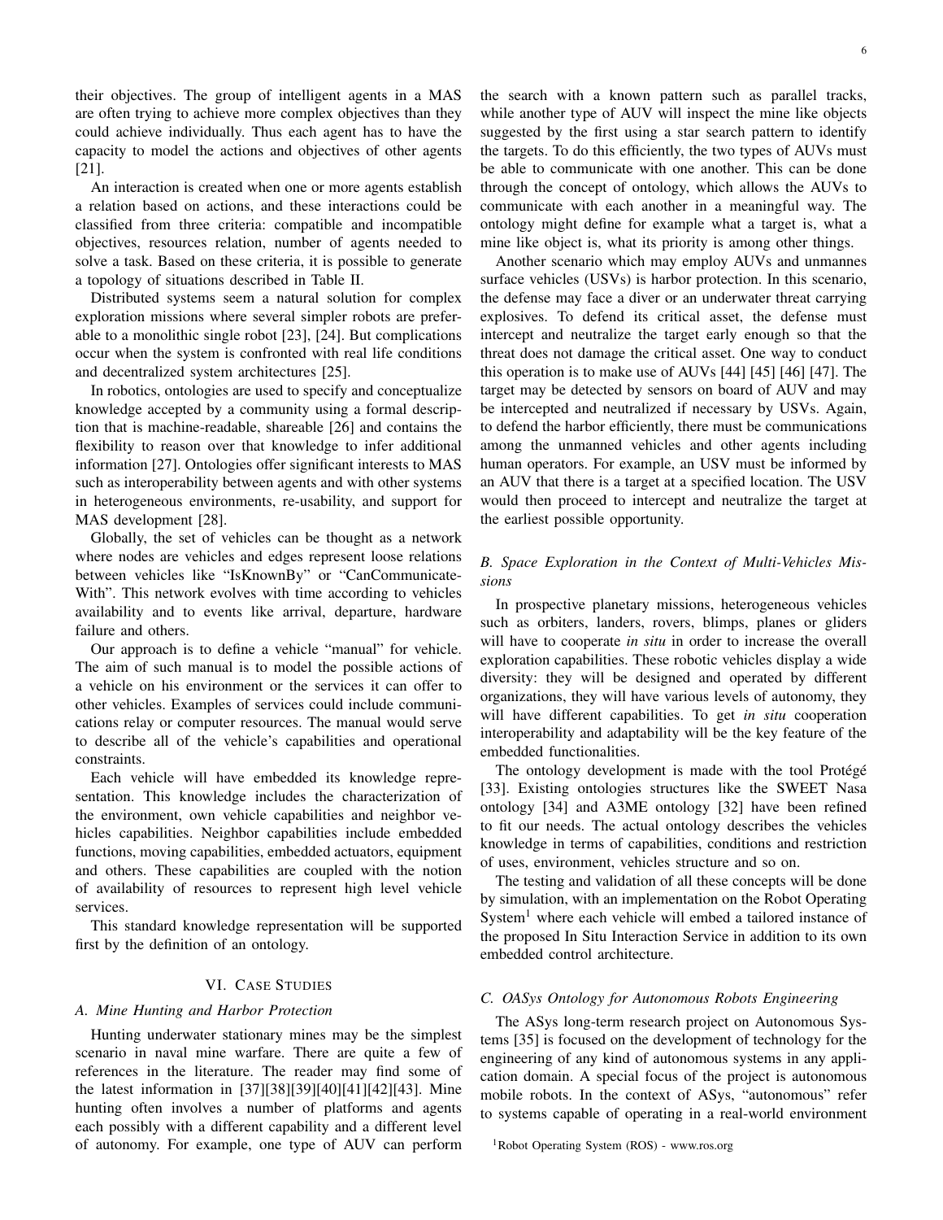their objectives. The group of intelligent agents in a MAS are often trying to achieve more complex objectives than they could achieve individually. Thus each agent has to have the capacity to model the actions and objectives of other agents [21].

An interaction is created when one or more agents establish a relation based on actions, and these interactions could be classified from three criteria: compatible and incompatible objectives, resources relation, number of agents needed to solve a task. Based on these criteria, it is possible to generate a topology of situations described in Table II.

Distributed systems seem a natural solution for complex exploration missions where several simpler robots are preferable to a monolithic single robot [23], [24]. But complications occur when the system is confronted with real life conditions and decentralized system architectures [25].

In robotics, ontologies are used to specify and conceptualize knowledge accepted by a community using a formal description that is machine-readable, shareable [26] and contains the flexibility to reason over that knowledge to infer additional information [27]. Ontologies offer significant interests to MAS such as interoperability between agents and with other systems in heterogeneous environments, re-usability, and support for MAS development [28].

Globally, the set of vehicles can be thought as a network where nodes are vehicles and edges represent loose relations between vehicles like "IsKnownBy" or "CanCommunicateWith". This network evolves with time according to vehicles availability and to events like arrival, departure, hardware failure and others.

Our approach is to define a vehicle "manual" for vehicle. The aim of such manual is to model the possible actions of a vehicle on his environment or the services it can offer to other vehicles. Examples of services could include communications relay or computer resources. The manual would serve to describe all of the vehicle's capabilities and operational constraints.

Each vehicle will have embedded its knowledge representation. This knowledge includes the characterization of the environment, own vehicle capabilities and neighbor vehicles capabilities. Neighbor capabilities include embedded functions, moving capabilities, embedded actuators, equipment and others. These capabilities are coupled with the notion of availability of resources to represent high level vehicle services.

This standard knowledge representation will be supported first by the definition of an ontology.

## VI. Case Studies

### A. Mine Hunting and Harbor Protection

Hunting underwater stationary mines may be the simplest scenario in naval mine warfare. There are quite a few of references in the literature. The reader may find some of the latest information in [37][38][39][40][41][42][43]. Mine hunting often involves a number of platforms and agents each possibly with a different capability and a different level of autonomy. For example, one type of AUV can perform the search with a known pattern such as parallel tracks, while another type of AUV will inspect the mine like objects suggested by the first using a star search pattern to identify the targets. To do this efficiently, the two types of AUVs must be able to communicate with one another. This can be done through the concept of ontology, which allows the AUVs to communicate with each another in a meaningful way. The ontology might define for example what a target is, what a mine like object is, what its priority is among other things.

Another scenario which may employ AUVs and unmannes surface vehicles (USVs) is harbor protection. In this scenario, the defense may face a diver or an underwater threat carrying explosives. To defend its critical asset, the defense must intercept and neutralize the target early enough so that the threat does not damage the critical asset. One way to conduct this operation is to make use of AUVs [44] [45] [46] [47]. The target may be detected by sensors on board of AUV and may be intercepted and neutralized if necessary by USVs. Again, to defend the harbor efficiently, there must be communications among the unmanned vehicles and other agents including human operators. For example, an USV must be informed by an AUV that there is a target at a specified location. The USV would then proceed to intercept and neutralize the target at the earliest possible opportunity.

### B. Space Exploration in the Context of Multi-Vehicles Missions

In prospective planetary missions, heterogeneous vehicles such as orbiters, landers, rovers, blimps, planes or gliders will have to cooperate *in situ* in order to increase the overall exploration capabilities. These robotic vehicles display a wide diversity: they will be designed and operated by different organizations, they will have various levels of autonomy, they will have different capabilities. To get *in situ* cooperation interoperability and adaptability will be the key feature of the embedded functionalities.

The ontology development is made with the tool Protégé [33]. Existing ontologies structures like the SWEET Nasa ontology [34] and A3ME ontology [32] have been refined to fit our needs. The actual ontology describes the vehicles knowledge in terms of capabilities, conditions and restriction of uses, environment, vehicles structure and so on.

The testing and validation of all these concepts will be done by simulation, with an implementation on the Robot Operating System[1] where each vehicle will embed a tailored instance of the proposed In Situ Interaction Service in addition to its own embedded control architecture.

### C. OASys Ontology for Autonomous Robots Engineering

The ASys long-term research project on Autonomous Systems [35] is focused on the development of technology for the engineering of any kind of autonomous systems in any application domain. A special focus of the project is autonomous mobile robots. In the context of ASys, "autonomous" refer to systems capable of operating in a real-world environment

[1] Robot Operating System (ROS) - www.ros.org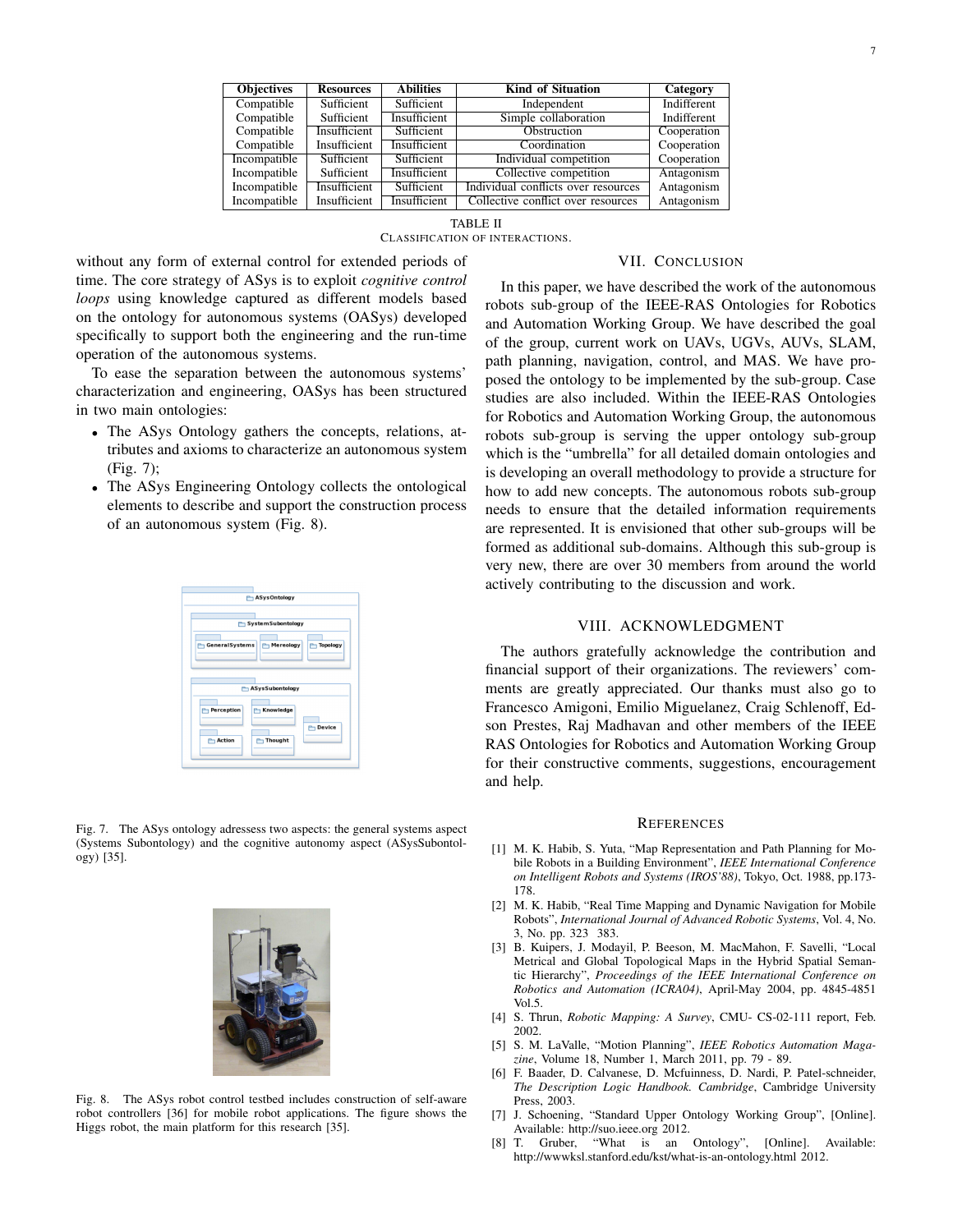| Objectives | Resources | Abilities | Kind of Situation | Category |
|---|---|---|---|---|
| Compatible | Sufficient | Sufficient | Independent | Indifferent |
| Compatible | Sufficient | Insufficient | Simple collaboration | Indifferent |
| Compatible | Insufficient | Sufficient | Obstruction | Cooperation |
| Compatible | Insufficient | Insufficient | Coordination | Cooperation |
| Incompatible | Sufficient | Sufficient | Individual competition | Cooperation |
| Incompatible | Sufficient | Insufficient | Collective competition | Antagonism |
| Incompatible | Insufficient | Sufficient | Individual conflicts over resources | Antagonism |
| Incompatible | Insufficient | Insufficient | Collective conflict over resources | Antagonism |

TABLE II
CLASSIFICATION OF INTERACTIONS.

without any form of external control for extended periods of time. The core strategy of ASys is to exploit *cognitive control loops* using knowledge captured as different models based on the ontology for autonomous systems (OASys) developed specifically to support both the engineering and the run-time operation of the autonomous systems.

To ease the separation between the autonomous systems' characterization and engineering, OASys has been structured in two main ontologies:

- The ASys Ontology gathers the concepts, relations, attributes and axioms to characterize an autonomous system (Fig. 7);
- The ASys Engineering Ontology collects the ontological elements to describe and support the construction process of an autonomous system (Fig. 8).

Fig. 7. The ASys ontology adressess two aspects: the general systems aspect (Systems Subontology) and the cognitive autonomy aspect (ASysSubontology) [35].

Fig. 8. The ASys robot control testbed includes construction of self-aware robot controllers [36] for mobile robot applications. The figure shows the Higgs robot, the main platform for this research [35].

## VII. CONCLUSION

In this paper, we have described the work of the autonomous robots sub-group of the IEEE-RAS Ontologies for Robotics and Automation Working Group. We have described the goal of the group, current work on UAVs, UGVs, AUVs, SLAM, path planning, navigation, control, and MAS. We have proposed the ontology to be implemented by the sub-group. Case studies are also included. Within the IEEE-RAS Ontologies for Robotics and Automation Working Group, the autonomous robots sub-group is serving the upper ontology sub-group which is the "umbrella" for all detailed domain ontologies and is developing an overall methodology to provide a structure for how to add new concepts. The autonomous robots sub-group needs to ensure that the detailed information requirements are represented. It is envisioned that other sub-groups will be formed as additional sub-domains. Although this sub-group is very new, there are over 30 members from around the world actively contributing to the discussion and work.

## VIII. ACKNOWLEDGMENT

The authors gratefully acknowledge the contribution and financial support of their organizations. The reviewers' comments are greatly appreciated. Our thanks must also go to Francesco Amigoni, Emilio Miguelanez, Craig Schlenoff, Edson Prestes, Raj Madhavan and other members of the IEEE RAS Ontologies for Robotics and Automation Working Group for their constructive comments, suggestions, encouragement and help.

## REFERENCES

[1] M. K. Habib, S. Yuta, "Map Representation and Path Planning for Mobile Robots in a Building Environment", *IEEE International Conference on Intelligent Robots and Systems (IROS'88)*, Tokyo, Oct. 1988, pp.173-178.

[2] M. K. Habib, "Real Time Mapping and Dynamic Navigation for Mobile Robots", *International Journal of Advanced Robotic Systems*, Vol. 4, No. 3, No. pp. 323 383.

[3] B. Kuipers, J. Modayil, P. Beeson, M. MacMahon, F. Savelli, "Local Metrical and Global Topological Maps in the Hybrid Spatial Semantic Hierarchy", *Proceedings of the IEEE International Conference on Robotics and Automation (ICRA04)*, April-May 2004, pp. 4845-4851 Vol.5.

[4] S. Thrun, *Robotic Mapping: A Survey*, CMU- CS-02-111 report, Feb. 2002.

[5] S. M. LaValle, "Motion Planning", *IEEE Robotics Automation Magazine*, Volume 18, Number 1, March 2011, pp. 79 - 89.

[6] F. Baader, D. Calvanese, D. Mcfuinness, D. Nardi, P. Patel-schneider, *The Description Logic Handbook. Cambridge*, Cambridge University Press, 2003.

[7] J. Schoening, "Standard Upper Ontology Working Group", [Online]. Available: http://suo.ieee.org 2012.

[8] T. Gruber, "What is an Ontology", [Online]. Available: http://wwwksl.stanford.edu/kst/what-is-an-ontology.html 2012.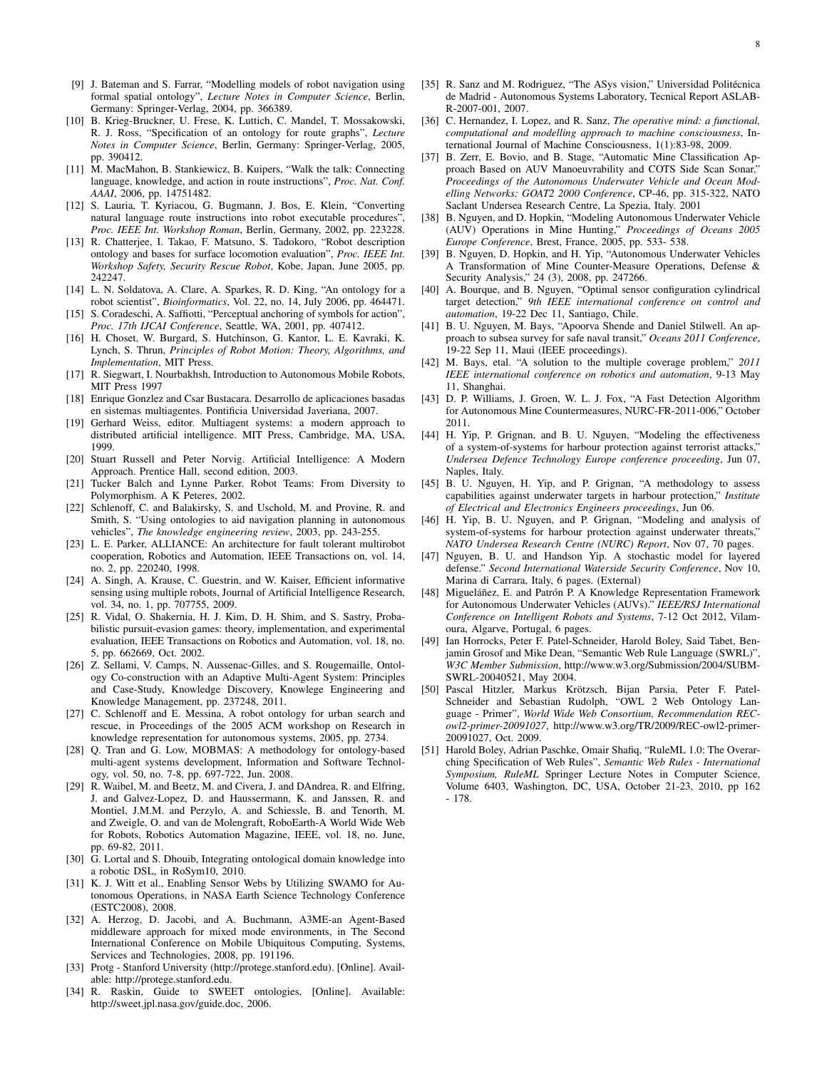[9] J. Bateman and S. Farrar, "Modelling models of robot navigation using formal spatial ontology", *Lecture Notes in Computer Science*, Berlin, Germany: Springer-Verlag, 2004, pp. 366389.

[10] B. Krieg-Bruckner, U. Frese, K. Luttich, C. Mandel, T. Mossakowski, R. J. Ross, "Specification of an ontology for route graphs", *Lecture Notes in Computer Science*, Berlin, Germany: Springer-Verlag, 2005, pp. 390412.

[11] M. MacMahon, B. Stankiewicz, B. Kuipers, "Walk the talk: Connecting language, knowledge, and action in route instructions", *Proc. Nat. Conf. AAAI*, 2006, pp. 14751482.

[12] S. Lauria, T. Kyriacou, G. Bugmann, J. Bos, E. Klein, "Converting natural language route instructions into robot executable procedures", *Proc. IEEE Int. Workshop Roman*, Berlin, Germany, 2002, pp. 223228.

[13] R. Chatterjee, I. Takao, F. Matsuno, S. Tadokoro, "Robot description ontology and bases for surface locomotion evaluation", *Proc. IEEE Int. Workshop Safety, Security Rescue Robot*, Kobe, Japan, June 2005, pp. 242247.

[14] L. N. Soldatova, A. Clare, A. Sparkes, R. D. King, "An ontology for a robot scientist", *Bioinformatics*, Vol. 22, no. 14, July 2006, pp. 464471.

[15] S. Coradeschi, A. Saffiotti, "Perceptual anchoring of symbols for action", *Proc. 17th IJCAI Conference*, Seattle, WA, 2001, pp. 407412.

[16] H. Choset, W. Burgard, S. Hutchinson, G. Kantor, L. E. Kavraki, K. Lynch, S. Thrun, *Principles of Robot Motion: Theory, Algorithms, and Implementation*, MIT Press.

[17] R. Siegwart, I. Nourbakhsh, Introduction to Autonomous Mobile Robots, MIT Press 1997

[18] Enrique Gonzlez and Csar Bustacara. Desarrollo de aplicaciones basadas en sistemas multiagentes. Pontificia Universidad Javeriana, 2007.

[19] Gerhard Weiss, editor. Multiagent systems: a modern approach to distributed artificial intelligence. MIT Press, Cambridge, MA, USA, 1999.

[20] Stuart Russell and Peter Norvig. Artificial Intelligence: A Modern Approach. Prentice Hall, second edition, 2003.

[21] Tucker Balch and Lynne Parker. Robot Teams: From Diversity to Polymorphism. A K Peteres, 2002.

[22] Schlenoff, C. and Balakirsky, S. and Uschold, M. and Provine, R. and Smith, S. "Using ontologies to aid navigation planning in autonomous vehicles", *The knowledge engineering review*, 2003, pp. 243-255.

[23] L. E. Parker, ALLIANCE: An architecture for fault tolerant multirobot cooperation, Robotics and Automation, IEEE Transactions on, vol. 14, no. 2, pp. 220240, 1998.

[24] A. Singh, A. Krause, C. Guestrin, and W. Kaiser, Efficient informative sensing using multiple robots, Journal of Artificial Intelligence Research, vol. 34, no. 1, pp. 707755, 2009.

[25] R. Vidal, O. Shakernia, H. J. Kim, D. H. Shim, and S. Sastry, Probabilistic pursuit-evasion games: theory, implementation, and experimental evaluation, IEEE Transactions on Robotics and Automation, vol. 18, no. 5, pp. 662669, Oct. 2002.

[26] Z. Sellami, V. Camps, N. Aussenac-Gilles, and S. Rougemaille, Ontology Co-construction with an Adaptive Multi-Agent System: Principles and Case-Study, Knowledge Discovery, Knowlege Engineering and Knowledge Management, pp. 237248, 2011.

[27] C. Schlenoff and E. Messina, A robot ontology for urban search and rescue, in Proceedings of the 2005 ACM workshop on Research in knowledge representation for autonomous systems, 2005, pp. 2734.

[28] Q. Tran and G. Low, MOBMAS: A methodology for ontology-based multi-agent systems development, Information and Software Technology, vol. 50, no. 7-8, pp. 697-722, Jun. 2008.

[29] R. Waibel, M. and Beetz, M. and Civera, J. and DAndrea, R. and Elfring, J. and Galvez-Lopez, D. and Haussermann, K. and Janssen, R. and Montiel, J.M.M. and Perzylo, A. and Schiessle, B. and Tenorth, M. and Zweigle, O. and van de Molengraft, RoboEarth-A World Wide Web for Robots, Robotics Automation Magazine, IEEE, vol. 18, no. June, pp. 69-82, 2011.

[30] G. Lortal and S. Dhouib, Integrating ontological domain knowledge into a robotic DSL, in RoSym10, 2010.

[31] K. J. Witt et al., Enabling Sensor Webs by Utilizing SWAMO for Autonomous Operations, in NASA Earth Science Technology Conference (ESTC2008), 2008.

[32] A. Herzog, D. Jacobi, and A. Buchmann, A3ME-an Agent-Based middleware approach for mixed mode environments, in The Second International Conference on Mobile Ubiquitous Computing, Systems, Services and Technologies, 2008, pp. 191196.

[33] Protg - Stanford University (http://protege.stanford.edu). [Online]. Available: http://protege.stanford.edu.

[34] R. Raskin, Guide to SWEET ontologies, [Online]. Available: http://sweet.jpl.nasa.gov/guide.doc, 2006.

[35] R. Sanz and M. Rodriguez, "The ASys vision," Universidad Politécnica de Madrid - Autonomous Systems Laboratory, Tecnical Report ASLAB-R-2007-001, 2007.

[36] C. Hernandez, I. Lopez, and R. Sanz, *The operative mind: a functional, computational and modelling approach to machine consciousness*, International Journal of Machine Consciousness, 1(1):83-98, 2009.

[37] B. Zerr, E. Bovio, and B. Stage, "Automatic Mine Classification Approach Based on AUV Manoeuvrability and COTS Side Scan Sonar," *Proceedings of the Autonomous Underwater Vehicle and Ocean Modelling Networks: GOAT2 2000 Conference*, CP-46, pp. 315-322, NATO Saclant Undersea Research Centre, La Spezia, Italy. 2001

[38] B. Nguyen, and D. Hopkin, "Modeling Autonomous Underwater Vehicle (AUV) Operations in Mine Hunting," *Proceedings of Oceans 2005 Europe Conference*, Brest, France, 2005, pp. 533- 538.

[39] B. Nguyen, D. Hopkin, and H. Yip, "Autonomous Underwater Vehicles A Transformation of Mine Counter-Measure Operations, Defense & Security Analysis," 24 (3), 2008, pp. 247266.

[40] A. Bourque, and B. Nguyen, "Optimal sensor configuration cylindrical target detection," *9th IEEE international conference on control and automation*, 19-22 Dec 11, Santiago, Chile.

[41] B. U. Nguyen, M. Bays, "Apoorva Shende and Daniel Stilwell. An approach to subsea survey for safe naval transit," *Oceans 2011 Conference*, 19-22 Sep 11, Maui (IEEE proceedings).

[42] M. Bays, etal. "A solution to the multiple coverage problem," *2011 IEEE international conference on robotics and automation*, 9-13 May 11, Shanghai.

[43] D. P. Williams, J. Groen, W. L. J. Fox, "A Fast Detection Algorithm for Autonomous Mine Countermeasures, NURC-FR-2011-006," October 2011.

[44] H. Yip, P. Grignan, and B. U. Nguyen, "Modeling the effectiveness of a system-of-systems for harbour protection against terrorist attacks," *Undersea Defence Technology Europe conference proceeding*, Jun 07, Naples, Italy.

[45] B. U. Nguyen, H. Yip, and P. Grignan, "A methodology to assess capabilities against underwater targets in harbour protection," *Institute of Electrical and Electronics Engineers proceedings*, Jun 06.

[46] H. Yip, B. U. Nguyen, and P. Grignan, "Modeling and analysis of system-of-systems for harbour protection against underwater threats," *NATO Undersea Research Centre (NURC) Report*, Nov 07, 70 pages.

[47] Nguyen, B. U. and Handson Yip. A stochastic model for layered defense." *Second International Waterside Security Conference*, Nov 10, Marina di Carrara, Italy, 6 pages. (External)

[48] Migueláñez, E. and Patrón P. A Knowledge Representation Framework for Autonomous Underwater Vehicles (AUVs)." *IEEE/RSJ International Conference on Intelligent Robots and Systems*, 7-12 Oct 2012, Vilamoura, Algarve, Portugal, 6 pages.

[49] Ian Horrocks, Peter F. Patel-Schneider, Harold Boley, Said Tabet, Benjamin Grosof and Mike Dean, "Semantic Web Rule Language (SWRL)", *W3C Member Submission*, http://www.w3.org/Submission/2004/SUBM-SWRL-20040521, May 2004.

[50] Pascal Hitzler, Markus Krötzsch, Bijan Parsia, Peter F. Patel-Schneider and Sebastian Rudolph, "OWL 2 Web Ontology Language - Primer", *World Wide Web Consortium, Recommendation REC-owl2-primer-20091027*, http://www.w3.org/TR/2009/REC-owl2-primer-20091027, Oct. 2009.

[51] Harold Boley, Adrian Paschke, Omair Shafiq, "RuleML 1.0: The Overarching Specification of Web Rules", *Semantic Web Rules - International Symposium, RuleML* Springer Lecture Notes in Computer Science, Volume 6403, Washington, DC, USA, October 21-23, 2010, pp 162 - 178.